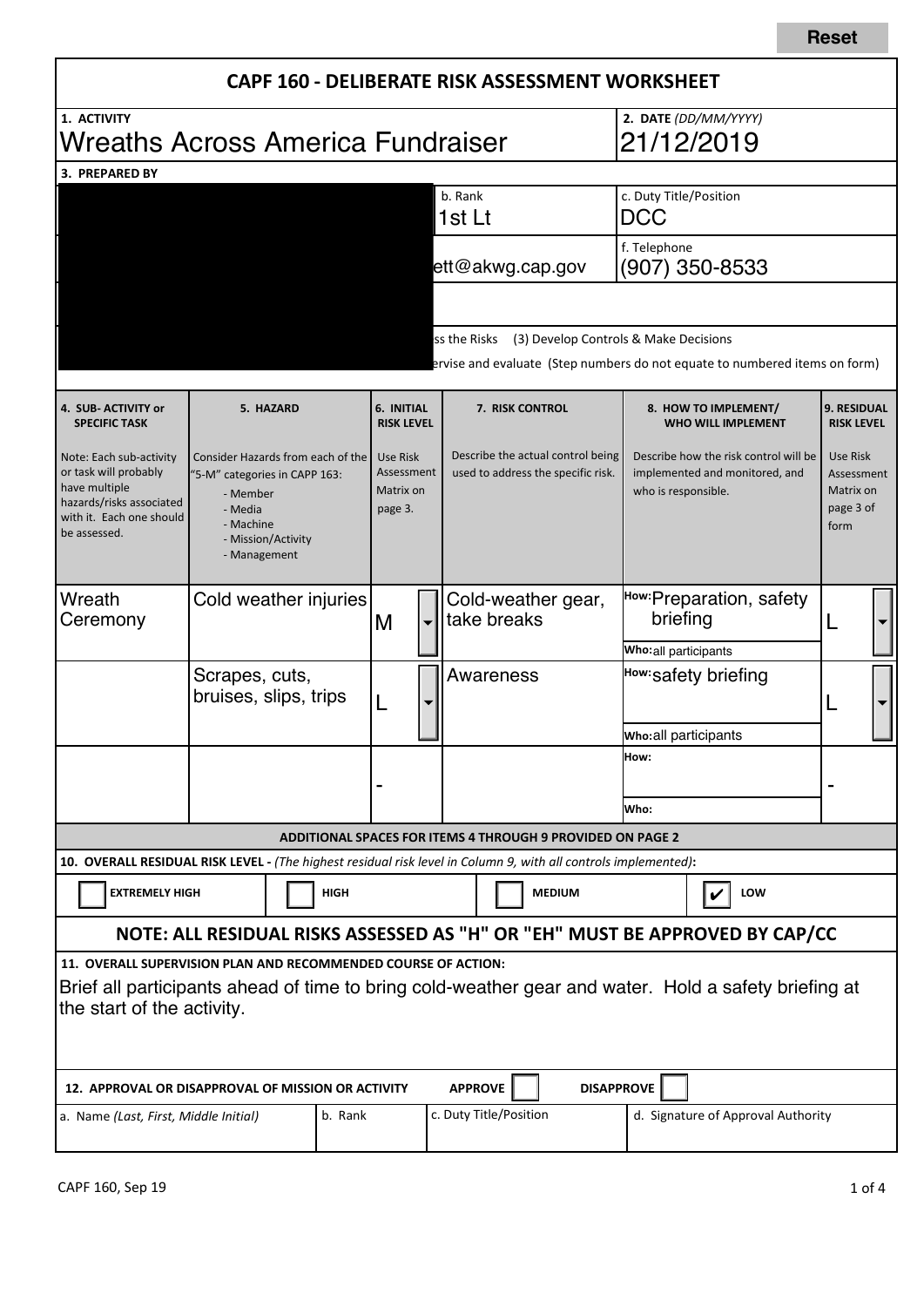Reset

# CAPF 160 - DELIBERATE RISK ASSESSMENT WORKSHEET

| 1. ACTIVITY | 2. DATE (DD/MM/YYYY) |
|---|---|
| Wreaths Across America Fundraiser | 21/12/2019 |

**3. PREPARED BY**

| | b. Rank | c. Duty Title/Position |
|---|---|---|
| | 1st Lt | DCC |
| | ett@akwg.cap.gov | f. Telephone (907) 350-8533 |

ss the Risks (3) Develop Controls & Make Decisions

ervise and evaluate (Step numbers do not equate to numbered items on form)

| 4. SUB- ACTIVITY or SPECIFIC TASK | 5. HAZARD | 6. INITIAL RISK LEVEL | 7. RISK CONTROL | 8. HOW TO IMPLEMENT/ WHO WILL IMPLEMENT | 9. RESIDUAL RISK LEVEL |
|---|---|---|---|---|---|
| Note: Each sub-activity or task will probably have multiple hazards/risks associated with it. Each one should be assessed. | Consider Hazards from each of the "5-M" categories in CAPP 163: - Member - Media - Machine - Mission/Activity - Management | Use Risk Assessment Matrix on page 3. | Describe the actual control being used to address the specific risk. | Describe how the risk control will be implemented and monitored, and who is responsible. | Use Risk Assessment Matrix on page 3 of form |
| Wreath Ceremony | Cold weather injuries | M | Cold-weather gear, take breaks | How: Preparation, safety briefing<br>Who: all participants | L |
| | Scrapes, cuts, bruises, slips, trips | L | Awareness | How: safety briefing<br>Who: all participants | L |
| | | - | | How:<br>Who: | - |

**ADDITIONAL SPACES FOR ITEMS 4 THROUGH 9 PROVIDED ON PAGE 2**

**10. OVERALL RESIDUAL RISK LEVEL -** *(The highest residual risk level in Column 9, with all controls implemented)*:

☐ EXTREMELY HIGH ☐ HIGH ☐ MEDIUM ☑ LOW

**NOTE: ALL RESIDUAL RISKS ASSESSED AS "H" OR "EH" MUST BE APPROVED BY CAP/CC**

**11. OVERALL SUPERVISION PLAN AND RECOMMENDED COURSE OF ACTION:**

Brief all participants ahead of time to bring cold-weather gear and water. Hold a safety briefing at the start of the activity.

**12. APPROVAL OR DISAPPROVAL OF MISSION OR ACTIVITY** APPROVE ☐ DISAPPROVE ☐

| a. Name (Last, First, Middle Initial) | b. Rank | c. Duty Title/Position | d. Signature of Approval Authority |
|---|---|---|---|
| | | | |

CAPF 160, Sep 19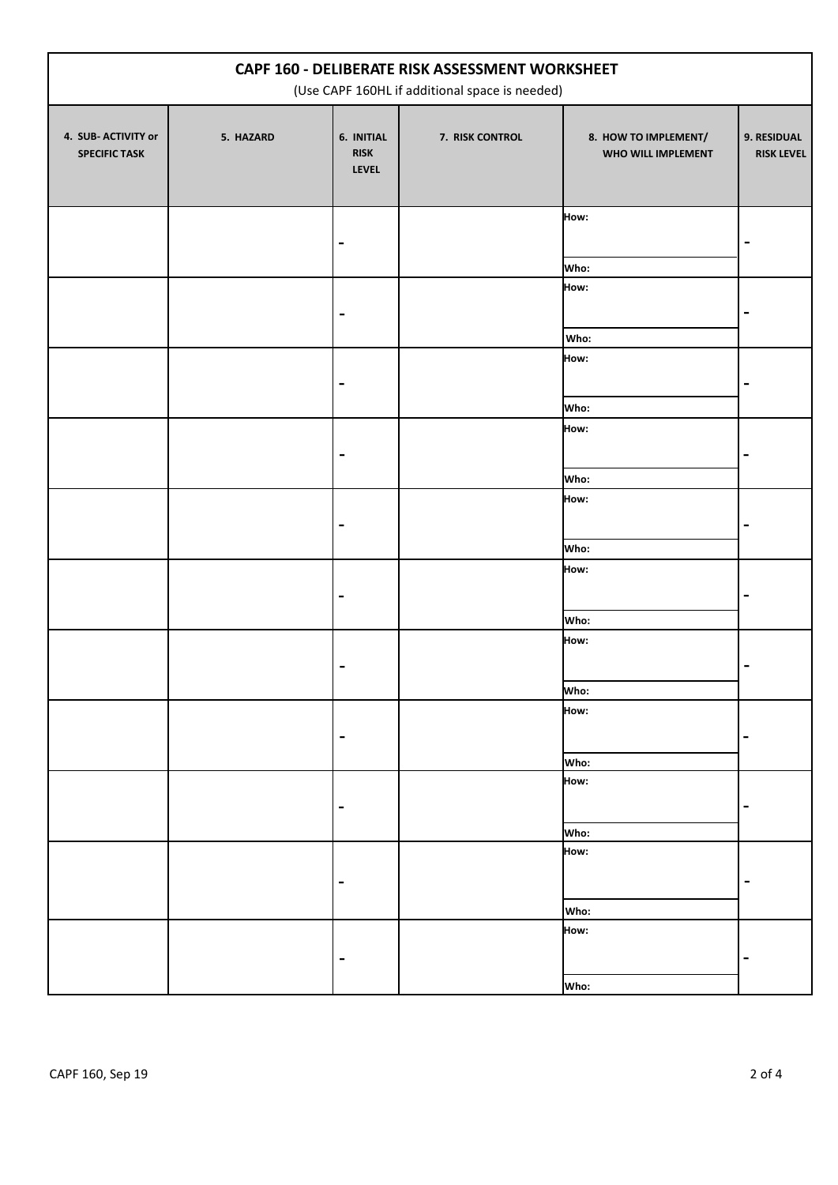# CAPF 160 - DELIBERATE RISK ASSESSMENT WORKSHEET

(Use CAPF 160HL if additional space is needed)

| 4. SUB- ACTIVITY or SPECIFIC TASK | 5. HAZARD | 6. INITIAL RISK LEVEL | 7. RISK CONTROL | 8. HOW TO IMPLEMENT/ WHO WILL IMPLEMENT | 9. RESIDUAL RISK LEVEL |
|---|---|---|---|---|---|
| | | - | | How: Who: | - |
| | | - | | How: Who: | - |
| | | - | | How: Who: | - |
| | | - | | How: Who: | - |
| | | - | | How: Who: | - |
| | | - | | How: Who: | - |
| | | - | | How: Who: | - |
| | | - | | How: Who: | - |
| | | - | | How: Who: | - |
| | | - | | How: Who: | - |
| | | - | | How: Who: | - |

CAPF 160, Sep 19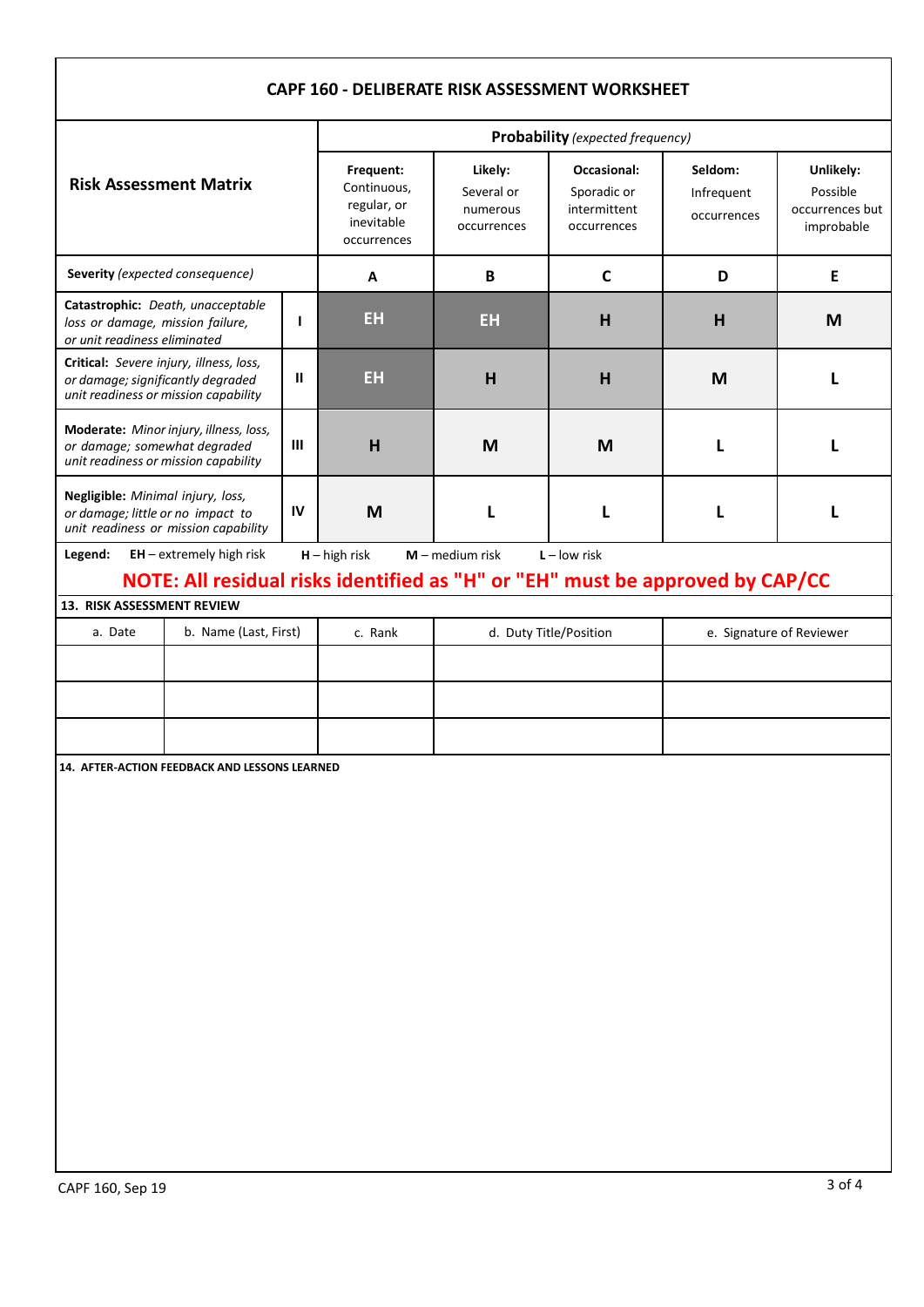# CAPF 160 - DELIBERATE RISK ASSESSMENT WORKSHEET

| **Risk Assessment Matrix** | | **Probability** *(expected frequency)* | | | | |
|---|---|---|---|---|---|---|
| | | **Frequent:** Continuous, regular, or inevitable occurrences | **Likely:** Several or numerous occurrences | **Occasional:** Sporadic or intermittent occurrences | **Seldom:** Infrequent occurrences | **Unlikely:** Possible occurrences but improbable |
| **Severity** *(expected consequence)* | | **A** | **B** | **C** | **D** | **E** |
| **Catastrophic:** *Death, unacceptable loss or damage, mission failure, or unit readiness eliminated* | **I** | **EH** | **EH** | **H** | **H** | **M** |
| **Critical:** *Severe injury, illness, loss, or damage; significantly degraded unit readiness or mission capability* | **II** | **EH** | **H** | **H** | **M** | **L** |
| **Moderate:** *Minor injury, illness, loss, or damage; somewhat degraded unit readiness or mission capability* | **III** | **H** | **M** | **M** | **L** | **L** |
| **Negligible:** *Minimal injury, loss, or damage; little or no impact to unit readiness or mission capability* | **IV** | **M** | **L** | **L** | **L** | **L** |

**Legend:** **EH** – extremely high risk **H** – high risk **M** – medium risk **L** – low risk

**NOTE: All residual risks identified as "H" or "EH" must be approved by CAP/CC**

**13. RISK ASSESSMENT REVIEW**

| a. Date | b. Name (Last, First) | c. Rank | d. Duty Title/Position | e. Signature of Reviewer |
|---|---|---|---|---|
| | | | | |
| | | | | |
| | | | | |

**14. AFTER-ACTION FEEDBACK AND LESSONS LEARNED**

CAPF 160, Sep 19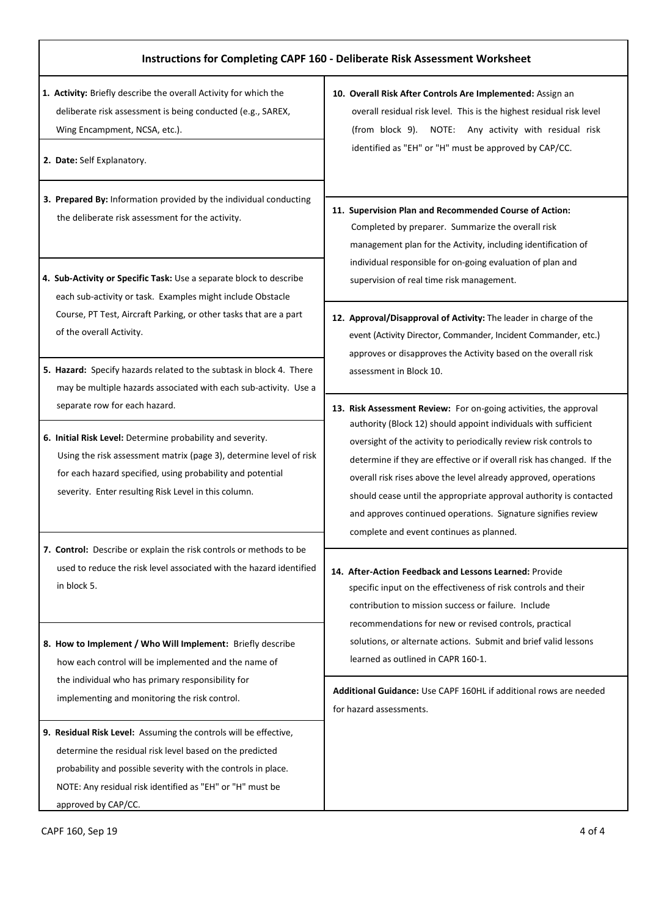## Instructions for Completing CAPF 160 - Deliberate Risk Assessment Worksheet

**1. Activity:** Briefly describe the overall Activity for which the deliberate risk assessment is being conducted (e.g., SAREX, Wing Encampment, NCSA, etc.).

**2. Date:** Self Explanatory.

**3. Prepared By:** Information provided by the individual conducting the deliberate risk assessment for the activity.

**4. Sub-Activity or Specific Task:** Use a separate block to describe each sub-activity or task. Examples might include Obstacle Course, PT Test, Aircraft Parking, or other tasks that are a part of the overall Activity.

**5. Hazard:** Specify hazards related to the subtask in block 4. There may be multiple hazards associated with each sub-activity. Use a separate row for each hazard.

**6. Initial Risk Level:** Determine probability and severity. Using the risk assessment matrix (page 3), determine level of risk for each hazard specified, using probability and potential severity. Enter resulting Risk Level in this column.

**7. Control:** Describe or explain the risk controls or methods to be used to reduce the risk level associated with the hazard identified in block 5.

**8. How to Implement / Who Will Implement:** Briefly describe how each control will be implemented and the name of the individual who has primary responsibility for implementing and monitoring the risk control.

**9. Residual Risk Level:** Assuming the controls will be effective, determine the residual risk level based on the predicted probability and possible severity with the controls in place. NOTE: Any residual risk identified as "EH" or "H" must be approved by CAP/CC.

**10. Overall Risk After Controls Are Implemented:** Assign an overall residual risk level. This is the highest residual risk level (from block 9). NOTE: Any activity with residual risk identified as "EH" or "H" must be approved by CAP/CC.

**11. Supervision Plan and Recommended Course of Action:** Completed by preparer. Summarize the overall risk management plan for the Activity, including identification of individual responsible for on-going evaluation of plan and supervision of real time risk management.

**12. Approval/Disapproval of Activity:** The leader in charge of the event (Activity Director, Commander, Incident Commander, etc.) approves or disapproves the Activity based on the overall risk assessment in Block 10.

**13. Risk Assessment Review:** For on-going activities, the approval authority (Block 12) should appoint individuals with sufficient oversight of the activity to periodically review risk controls to determine if they are effective or if overall risk has changed. If the overall risk rises above the level already approved, operations should cease until the appropriate approval authority is contacted and approves continued operations. Signature signifies review complete and event continues as planned.

**14. After-Action Feedback and Lessons Learned:** Provide specific input on the effectiveness of risk controls and their contribution to mission success or failure. Include recommendations for new or revised controls, practical solutions, or alternate actions. Submit and brief valid lessons learned as outlined in CAPR 160-1.

**Additional Guidance:** Use CAPF 160HL if additional rows are needed for hazard assessments.

CAPF 160, Sep 19